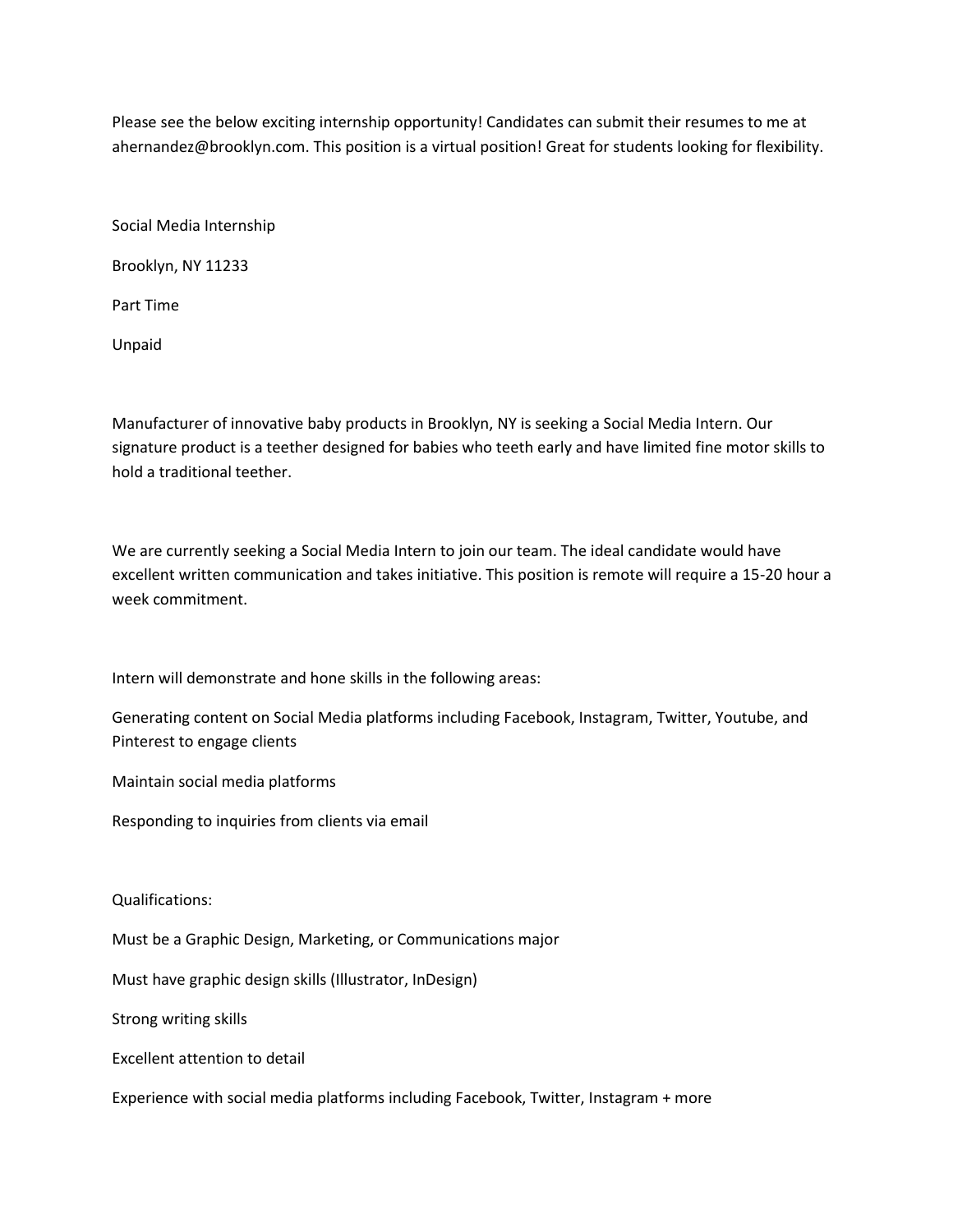Please see the below exciting internship opportunity! Candidates can submit their resumes to me at ahernandez@brooklyn.com. This position is a virtual position! Great for students looking for flexibility.

Social Media Internship

Brooklyn, NY 11233

Part Time

Unpaid

Manufacturer of innovative baby products in Brooklyn, NY is seeking a Social Media Intern. Our signature product is a teether designed for babies who teeth early and have limited fine motor skills to hold a traditional teether.

We are currently seeking a Social Media Intern to join our team. The ideal candidate would have excellent written communication and takes initiative. This position is remote will require a 15-20 hour a week commitment.

Intern will demonstrate and hone skills in the following areas:

Generating content on Social Media platforms including Facebook, Instagram, Twitter, Youtube, and Pinterest to engage clients

Maintain social media platforms

Responding to inquiries from clients via email

Qualifications:

Must be a Graphic Design, Marketing, or Communications major

Must have graphic design skills (Illustrator, InDesign)

Strong writing skills

Excellent attention to detail

Experience with social media platforms including Facebook, Twitter, Instagram + more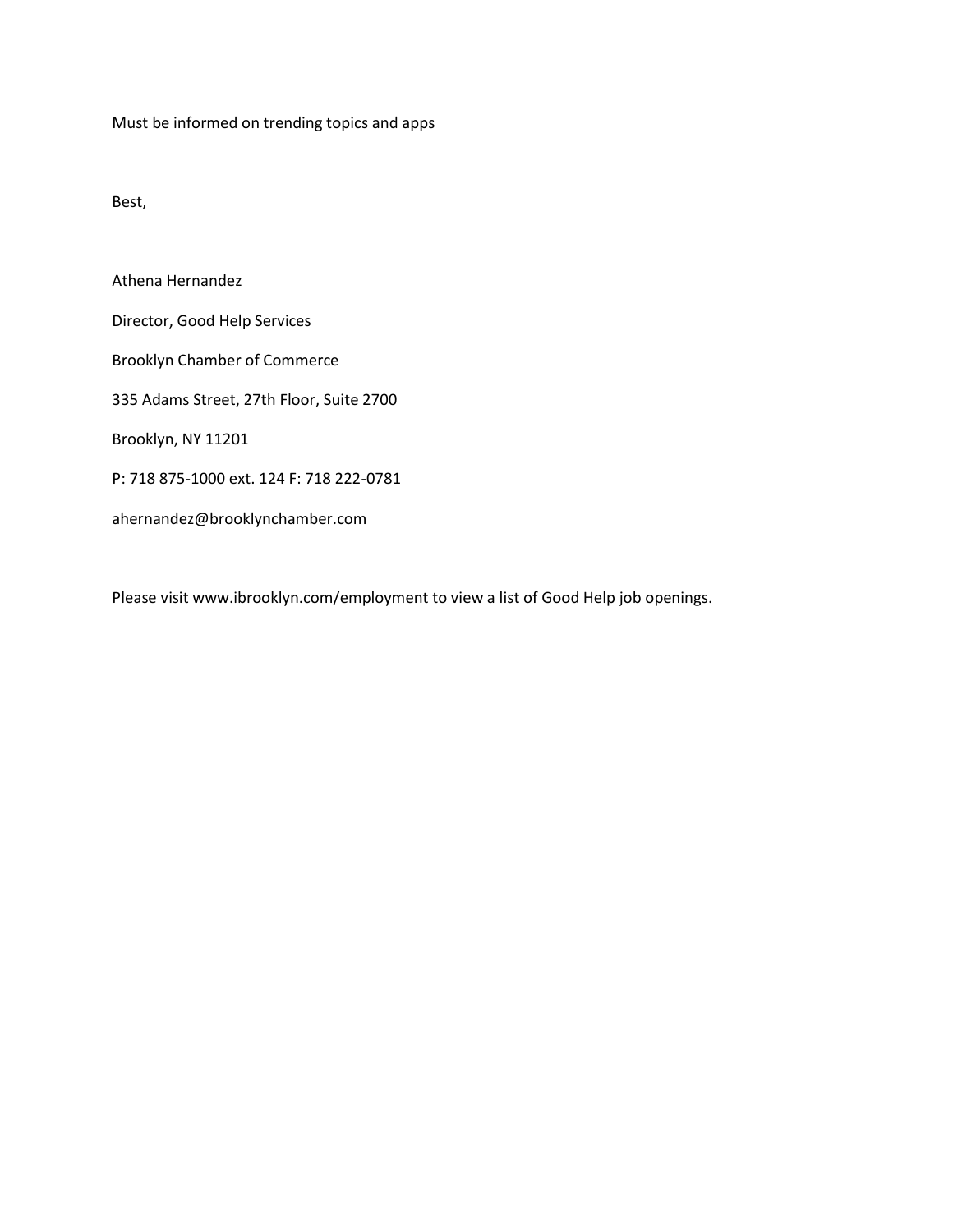Must be informed on trending topics and apps

Best,

Athena Hernandez

Director, Good Help Services

Brooklyn Chamber of Commerce

335 Adams Street, 27th Floor, Suite 2700

Brooklyn, NY 11201

P: 718 875-1000 ext. 124 F: 718 222-0781

ahernandez@brooklynchamber.com

Please visit www.ibrooklyn.com/employment to view a list of Good Help job openings.